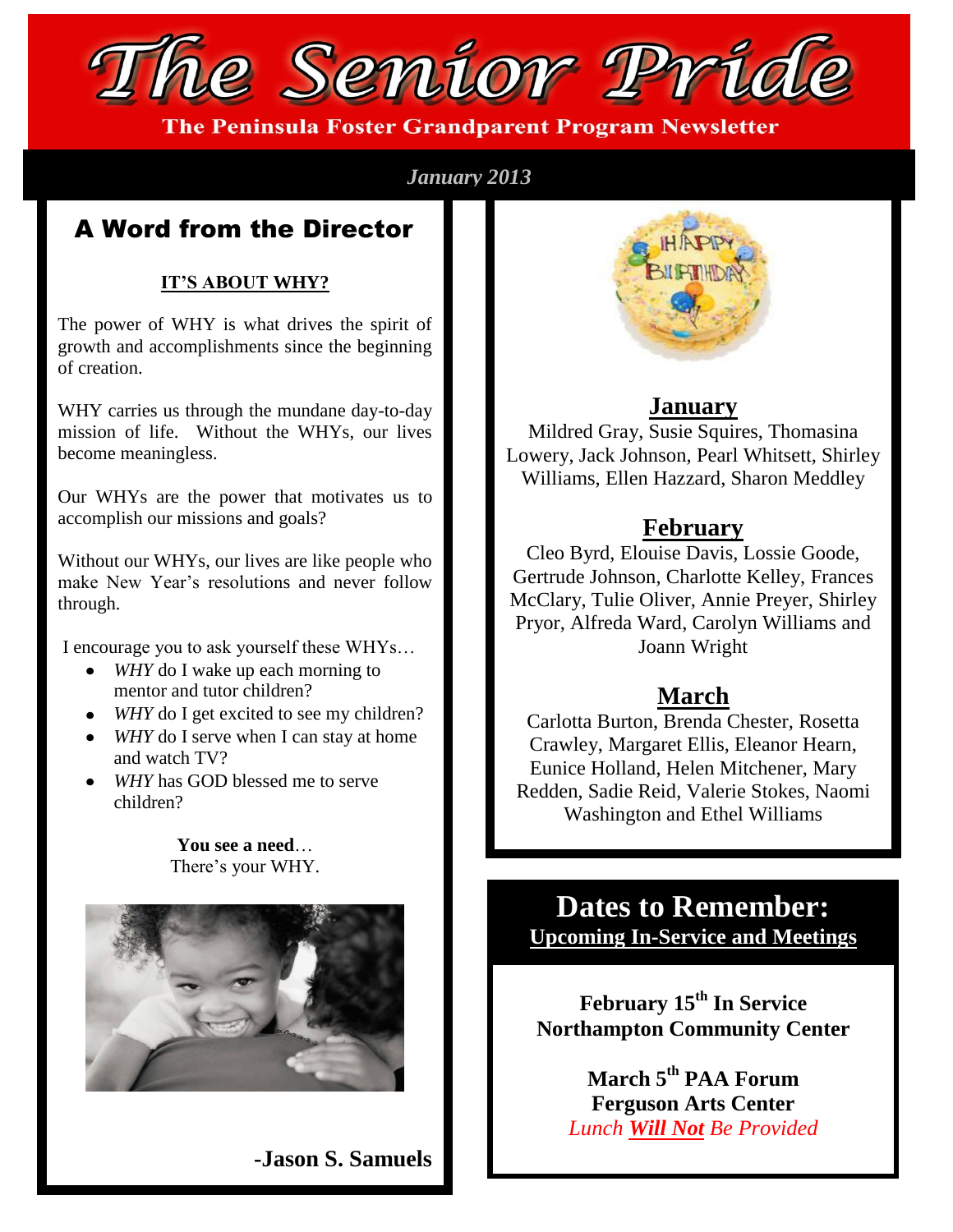# The Senior Pride

**The Peninsula Foster Grandparent Program Newsletter**

*January 2013*

## A Word from the Director

**IT'S ABOUT WHY?**

The power of WHY is what drives the spirit of growth and accomplishments since the beginning of creation.

WHY carries us through the mundane day-to-day mission of life. Without the WHYs, our lives become meaningless.

Our WHYs are the power that motivates us to accomplish our missions and goals?

Without our WHYs, our lives are like people who make New Year's resolutions and never follow through.

I encourage you to ask yourself these WHYs…

- *WHY* do I wake up each morning to mentor and tutor children?
- *WHY* do I get excited to see my children?
- *WHY* do I serve when I can stay at home and watch TV?
- *WHY* has GOD blessed me to serve children?

**You see a need**…
There's your WHY.

**-Jason S. Samuels**

## January

Mildred Gray, Susie Squires, Thomasina Lowery, Jack Johnson, Pearl Whitsett, Shirley Williams, Ellen Hazzard, Sharon Meddley

## February

Cleo Byrd, Elouise Davis, Lossie Goode, Gertrude Johnson, Charlotte Kelley, Frances McClary, Tulie Oliver, Annie Preyer, Shirley Pryor, Alfreda Ward, Carolyn Williams and Joann Wright

## March

Carlotta Burton, Brenda Chester, Rosetta Crawley, Margaret Ellis, Eleanor Hearn, Eunice Holland, Helen Mitchener, Mary Redden, Sadie Reid, Valerie Stokes, Naomi Washington and Ethel Williams

## Dates to Remember:

**Upcoming In-Service and Meetings**

**February 15th In Service**
**Northampton Community Center**

**March 5th PAA Forum**
**Ferguson Arts Center**
*Lunch **Will Not** Be Provided*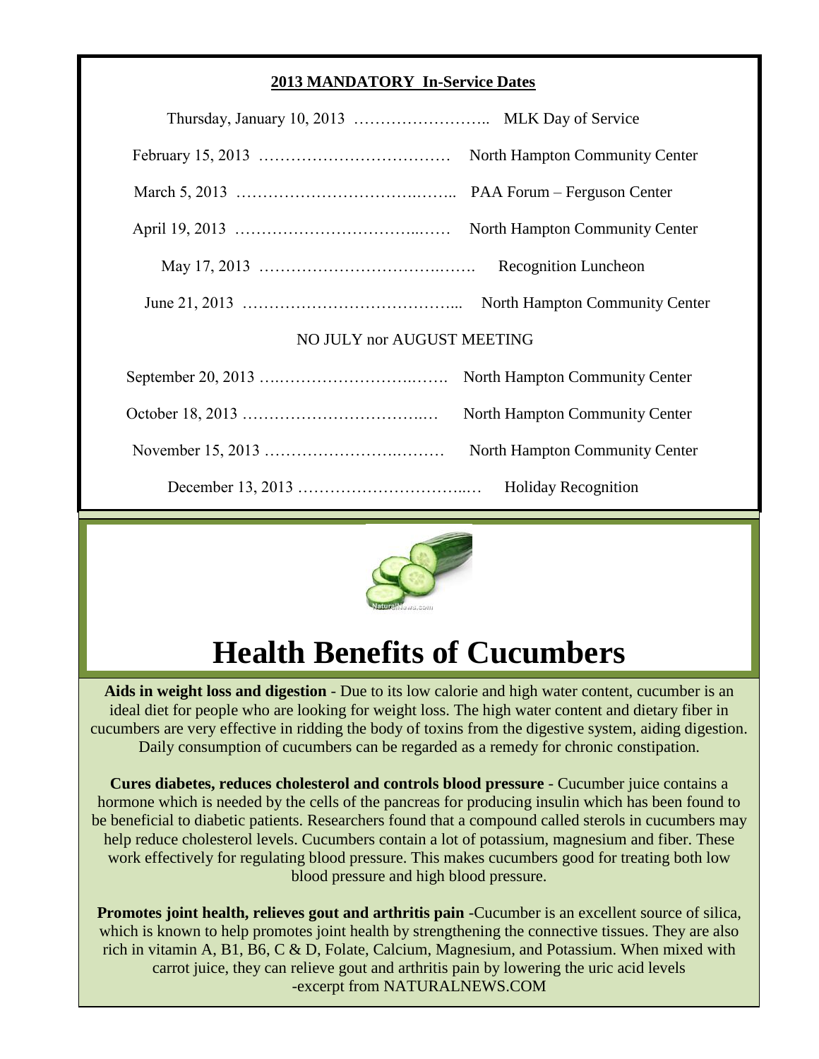**2013 MANDATORY In-Service Dates**

Thursday, January 10, 2013 …………………….. MLK Day of Service

February 15, 2013 ……………………………… North Hampton Community Center

March 5, 2013 ………………………………..…….. PAA Forum – Ferguson Center

April 19, 2013 …………………………….…… North Hampton Community Center

May 17, 2013 ……………………………….……. Recognition Luncheon

June 21, 2013 ………………………………….... North Hampton Community Center

NO JULY nor AUGUST MEETING

September 20, 2013 …..…………………….……. North Hampton Community Center

October 18, 2013 ………………………………..… North Hampton Community Center

November 15, 2013 …………………….……… North Hampton Community Center

December 13, 2013 …………………………..… Holiday Recognition

# Health Benefits of Cucumbers

**Aids in weight loss and digestion** - Due to its low calorie and high water content, cucumber is an ideal diet for people who are looking for weight loss. The high water content and dietary fiber in cucumbers are very effective in ridding the body of toxins from the digestive system, aiding digestion. Daily consumption of cucumbers can be regarded as a remedy for chronic constipation.

**Cures diabetes, reduces cholesterol and controls blood pressure** - Cucumber juice contains a hormone which is needed by the cells of the pancreas for producing insulin which has been found to be beneficial to diabetic patients. Researchers found that a compound called sterols in cucumbers may help reduce cholesterol levels. Cucumbers contain a lot of potassium, magnesium and fiber. These work effectively for regulating blood pressure. This makes cucumbers good for treating both low blood pressure and high blood pressure.

**Promotes joint health, relieves gout and arthritis pain** -Cucumber is an excellent source of silica, which is known to help promotes joint health by strengthening the connective tissues. They are also rich in vitamin A, B1, B6, C & D, Folate, Calcium, Magnesium, and Potassium. When mixed with carrot juice, they can relieve gout and arthritis pain by lowering the uric acid levels

-excerpt from NATURALNEWS.COM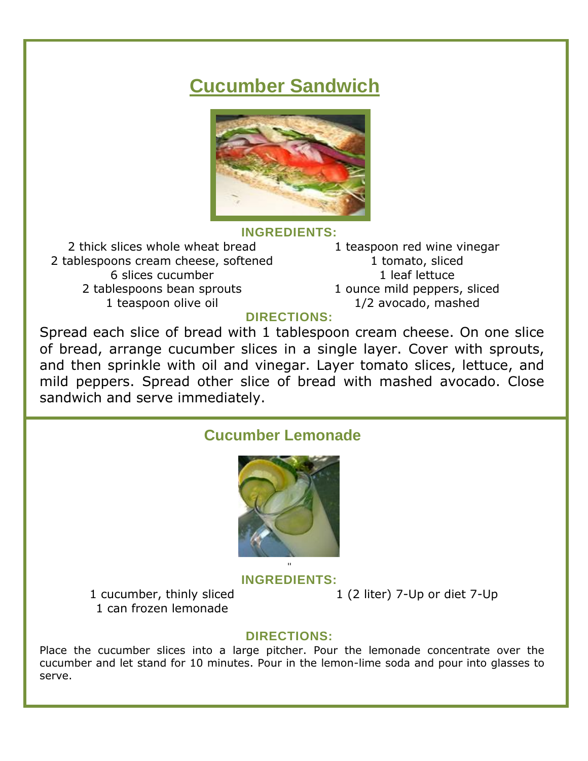# Cucumber Sandwich

### INGREDIENTS:

- 2 thick slices whole wheat bread
- 2 tablespoons cream cheese, softened
- 6 slices cucumber
- 2 tablespoons bean sprouts
- 1 teaspoon olive oil
- 1 teaspoon red wine vinegar
- 1 tomato, sliced
- 1 leaf lettuce
- 1 ounce mild peppers, sliced
- 1/2 avocado, mashed

### DIRECTIONS:

Spread each slice of bread with 1 tablespoon cream cheese. On one slice of bread, arrange cucumber slices in a single layer. Cover with sprouts, and then sprinkle with oil and vinegar. Layer tomato slices, lettuce, and mild peppers. Spread other slice of bread with mashed avocado. Close sandwich and serve immediately.

## Cucumber Lemonade

### INGREDIENTS:

- 1 cucumber, thinly sliced
- 1 can frozen lemonade
- 1 (2 liter) 7-Up or diet 7-Up

### DIRECTIONS:

Place the cucumber slices into a large pitcher. Pour the lemonade concentrate over the cucumber and let stand for 10 minutes. Pour in the lemon-lime soda and pour into glasses to serve.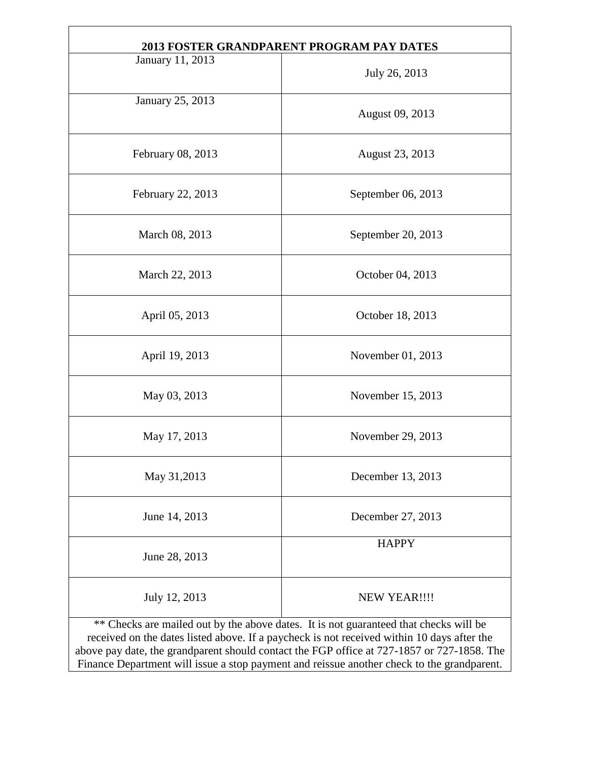| 2013 FOSTER GRANDPARENT PROGRAM PAY DATES | |
|---|---|
| January 11, 2013 | July 26, 2013 |
| January 25, 2013 | August 09, 2013 |
| February 08, 2013 | August 23, 2013 |
| February 22, 2013 | September 06, 2013 |
| March 08, 2013 | September 20, 2013 |
| March 22, 2013 | October 04, 2013 |
| April 05, 2013 | October 18, 2013 |
| April 19, 2013 | November 01, 2013 |
| May 03, 2013 | November 15, 2013 |
| May 17, 2013 | November 29, 2013 |
| May 31,2013 | December 13, 2013 |
| June 14, 2013 | December 27, 2013 |
| June 28, 2013 | HAPPY |
| July 12, 2013 | NEW YEAR!!!! |

** Checks are mailed out by the above dates. It is not guaranteed that checks will be received on the dates listed above. If a paycheck is not received within 10 days after the above pay date, the grandparent should contact the FGP office at 727-1857 or 727-1858. The Finance Department will issue a stop payment and reissue another check to the grandparent.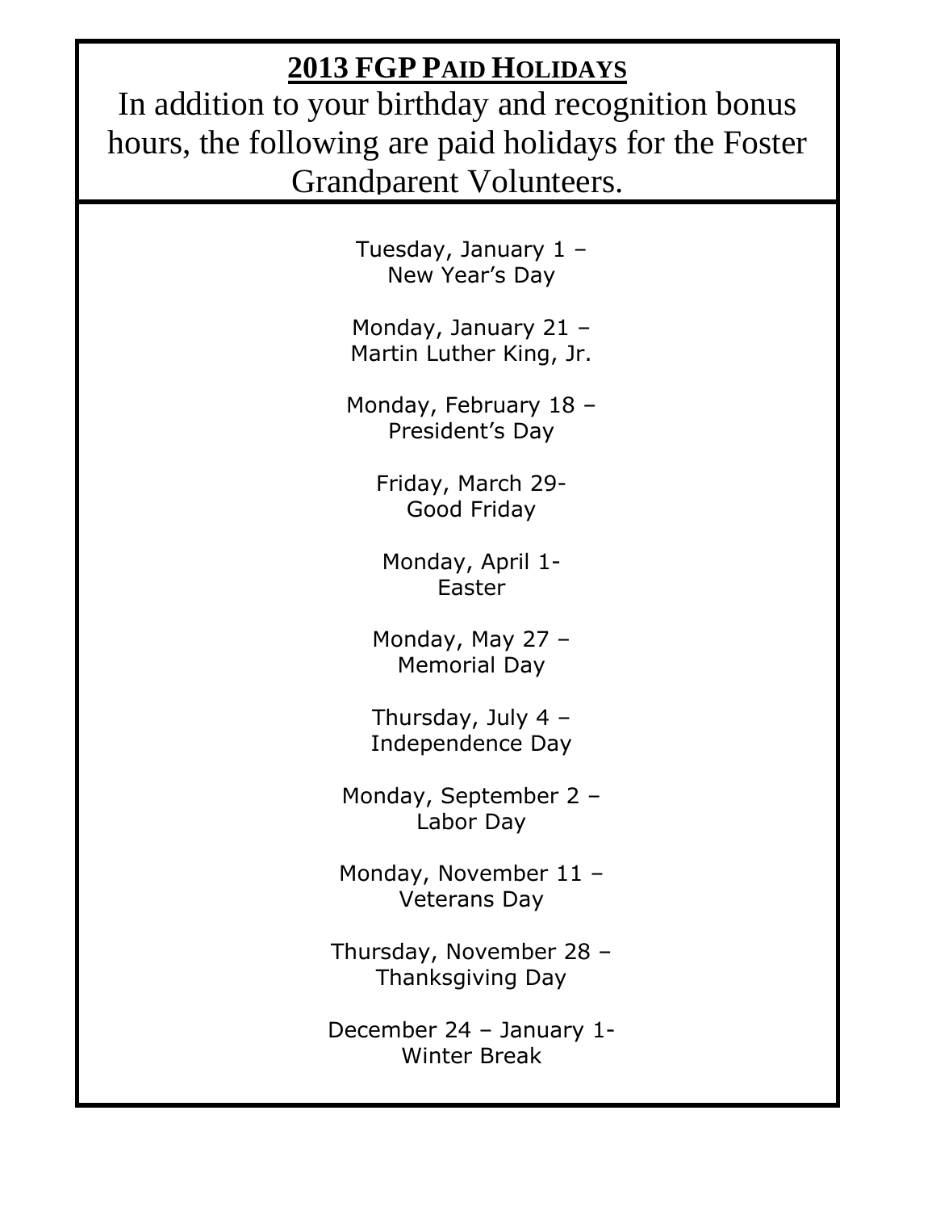## 2013 FGP PAID HOLIDAYS

In addition to your birthday and recognition bonus hours, the following are paid holidays for the Foster Grandparent Volunteers.

Tuesday, January 1 –
New Year's Day

Monday, January 21 –
Martin Luther King, Jr.

Monday, February 18 –
President's Day

Friday, March 29-
Good Friday

Monday, April 1-
Easter

Monday, May 27 –
Memorial Day

Thursday, July 4 –
Independence Day

Monday, September 2 –
Labor Day

Monday, November 11 –
Veterans Day

Thursday, November 28 –
Thanksgiving Day

December 24 – January 1-
Winter Break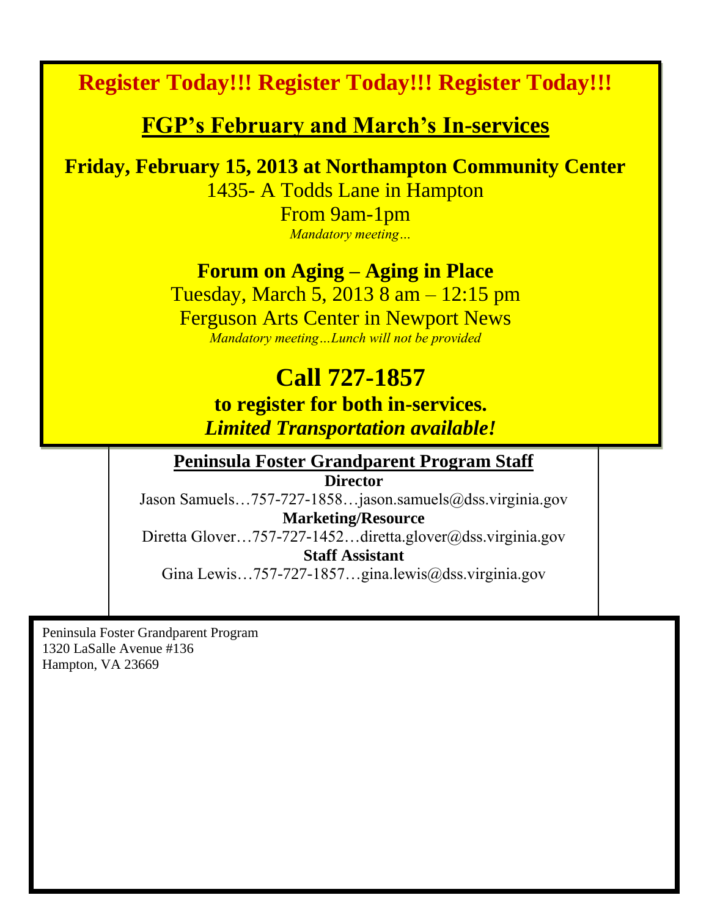**Register Today!!! Register Today!!! Register Today!!!**

## FGP's February and March's In-services

**Friday, February 15, 2013 at Northampton Community Center**

1435- A Todds Lane in Hampton

From 9am-1pm

*Mandatory meeting…*

**Forum on Aging – Aging in Place**

Tuesday, March 5, 2013 8 am – 12:15 pm

Ferguson Arts Center in Newport News

*Mandatory meeting…Lunch will not be provided*

## Call 727-1857

**to register for both in-services.**

***Limited Transportation available!***

### Peninsula Foster Grandparent Program Staff

**Director**

Jason Samuels…757-727-1858…jason.samuels@dss.virginia.gov

**Marketing/Resource**

Diretta Glover…757-727-1452…diretta.glover@dss.virginia.gov

**Staff Assistant**

Gina Lewis…757-727-1857…gina.lewis@dss.virginia.gov

Peninsula Foster Grandparent Program
1320 LaSalle Avenue #136
Hampton, VA 23669